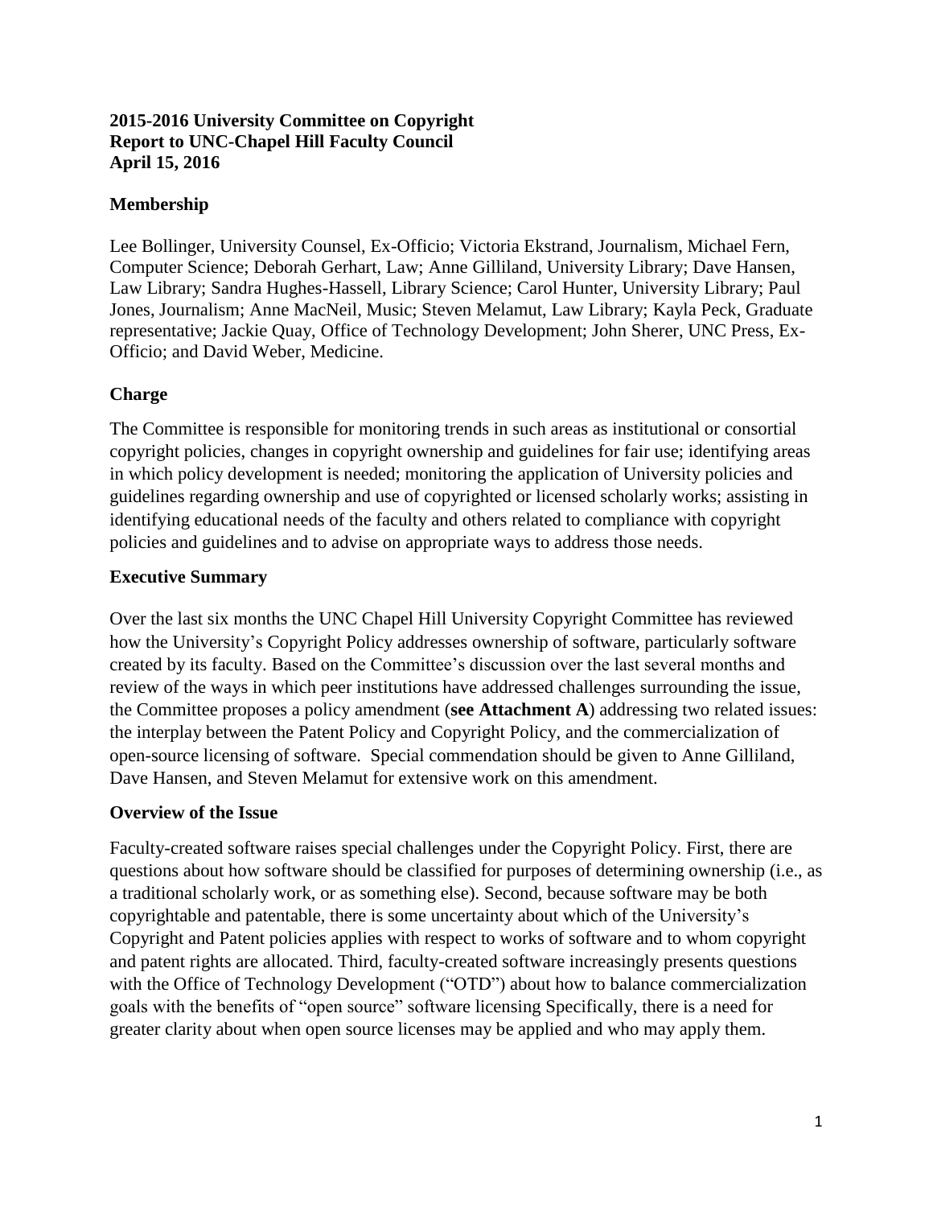**2015-2016 University Committee on Copyright**
**Report to UNC-Chapel Hill Faculty Council**
**April 15, 2016**

## Membership

Lee Bollinger, University Counsel, Ex-Officio; Victoria Ekstrand, Journalism, Michael Fern, Computer Science; Deborah Gerhart, Law; Anne Gilliland, University Library; Dave Hansen, Law Library; Sandra Hughes-Hassell, Library Science; Carol Hunter, University Library; Paul Jones, Journalism; Anne MacNeil, Music; Steven Melamut, Law Library; Kayla Peck, Graduate representative; Jackie Quay, Office of Technology Development; John Sherer, UNC Press, Ex-Officio; and David Weber, Medicine.

## Charge

The Committee is responsible for monitoring trends in such areas as institutional or consortial copyright policies, changes in copyright ownership and guidelines for fair use; identifying areas in which policy development is needed; monitoring the application of University policies and guidelines regarding ownership and use of copyrighted or licensed scholarly works; assisting in identifying educational needs of the faculty and others related to compliance with copyright policies and guidelines and to advise on appropriate ways to address those needs.

## Executive Summary

Over the last six months the UNC Chapel Hill University Copyright Committee has reviewed how the University's Copyright Policy addresses ownership of software, particularly software created by its faculty. Based on the Committee's discussion over the last several months and review of the ways in which peer institutions have addressed challenges surrounding the issue, the Committee proposes a policy amendment (**see Attachment A**) addressing two related issues: the interplay between the Patent Policy and Copyright Policy, and the commercialization of open-source licensing of software. Special commendation should be given to Anne Gilliland, Dave Hansen, and Steven Melamut for extensive work on this amendment.

## Overview of the Issue

Faculty-created software raises special challenges under the Copyright Policy. First, there are questions about how software should be classified for purposes of determining ownership (i.e., as a traditional scholarly work, or as something else). Second, because software may be both copyrightable and patentable, there is some uncertainty about which of the University's Copyright and Patent policies applies with respect to works of software and to whom copyright and patent rights are allocated. Third, faculty-created software increasingly presents questions with the Office of Technology Development ("OTD") about how to balance commercialization goals with the benefits of "open source" software licensing Specifically, there is a need for greater clarity about when open source licenses may be applied and who may apply them.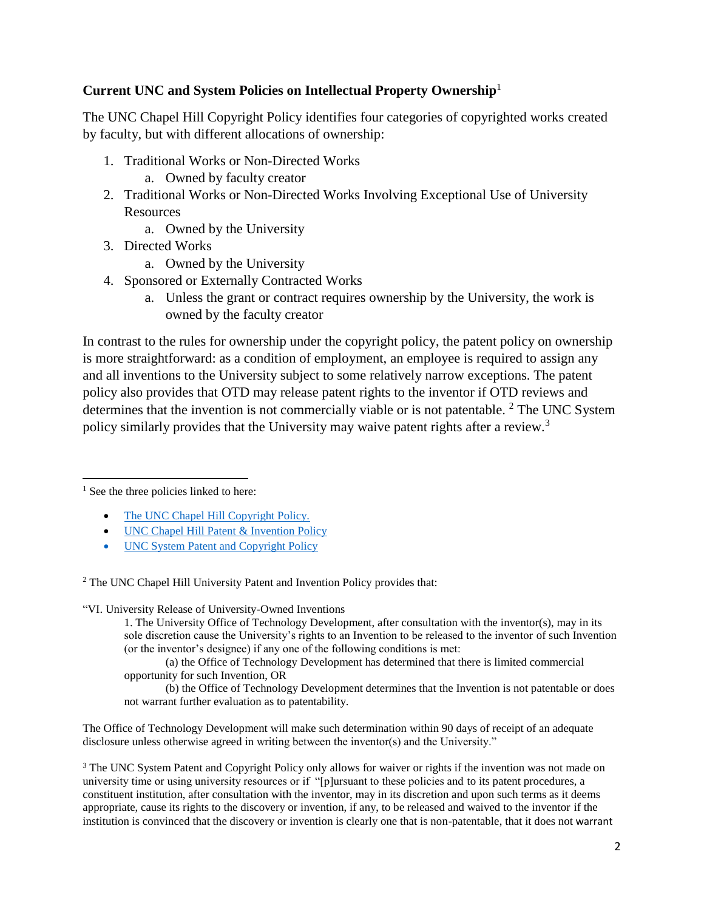**Current UNC and System Policies on Intellectual Property Ownership**[1]

The UNC Chapel Hill Copyright Policy identifies four categories of copyrighted works created by faculty, but with different allocations of ownership:

1. Traditional Works or Non-Directed Works
   a. Owned by faculty creator
2. Traditional Works or Non-Directed Works Involving Exceptional Use of University Resources
   a. Owned by the University
3. Directed Works
   a. Owned by the University
4. Sponsored or Externally Contracted Works
   a. Unless the grant or contract requires ownership by the University, the work is owned by the faculty creator

In contrast to the rules for ownership under the copyright policy, the patent policy on ownership is more straightforward: as a condition of employment, an employee is required to assign any and all inventions to the University subject to some relatively narrow exceptions. The patent policy also provides that OTD may release patent rights to the inventor if OTD reviews and determines that the invention is not commercially viable or is not patentable. [2] The UNC System policy similarly provides that the University may waive patent rights after a review.[3]

---

[1] See the three policies linked to here:

- The UNC Chapel Hill Copyright Policy.
- UNC Chapel Hill Patent & Invention Policy
- UNC System Patent and Copyright Policy

[2] The UNC Chapel Hill University Patent and Invention Policy provides that:

"VI. University Release of University-Owned Inventions

> 1. The University Office of Technology Development, after consultation with the inventor(s), may in its sole discretion cause the University's rights to an Invention to be released to the inventor of such Invention (or the inventor's designee) if any one of the following conditions is met:
>
> (a) the Office of Technology Development has determined that there is limited commercial opportunity for such Invention, OR
>
> (b) the Office of Technology Development determines that the Invention is not patentable or does not warrant further evaluation as to patentability.

The Office of Technology Development will make such determination within 90 days of receipt of an adequate disclosure unless otherwise agreed in writing between the inventor(s) and the University."

[3] The UNC System Patent and Copyright Policy only allows for waiver or rights if the invention was not made on university time or using university resources or if "[p]ursuant to these policies and to its patent procedures, a constituent institution, after consultation with the inventor, may in its discretion and upon such terms as it deems appropriate, cause its rights to the discovery or invention, if any, to be released and waived to the inventor if the institution is convinced that the discovery or invention is clearly one that is non-patentable, that it does not warrant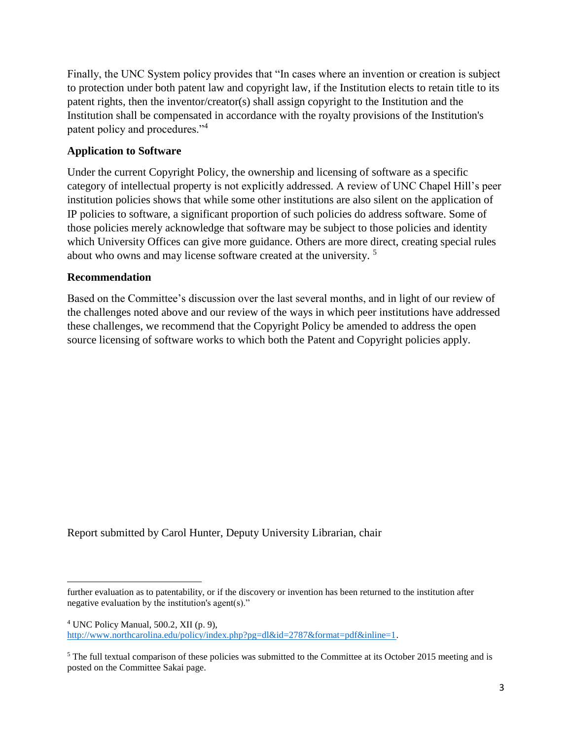Finally, the UNC System policy provides that "In cases where an invention or creation is subject to protection under both patent law and copyright law, if the Institution elects to retain title to its patent rights, then the inventor/creator(s) shall assign copyright to the Institution and the Institution shall be compensated in accordance with the royalty provisions of the Institution's patent policy and procedures."[4]

**Application to Software**

Under the current Copyright Policy, the ownership and licensing of software as a specific category of intellectual property is not explicitly addressed. A review of UNC Chapel Hill's peer institution policies shows that while some other institutions are also silent on the application of IP policies to software, a significant proportion of such policies do address software. Some of those policies merely acknowledge that software may be subject to those policies and identity which University Offices can give more guidance. Others are more direct, creating special rules about who owns and may license software created at the university. [5]

**Recommendation**

Based on the Committee's discussion over the last several months, and in light of our review of the challenges noted above and our review of the ways in which peer institutions have addressed these challenges, we recommend that the Copyright Policy be amended to address the open source licensing of software works to which both the Patent and Copyright policies apply.

Report submitted by Carol Hunter, Deputy University Librarian, chair

---

further evaluation as to patentability, or if the discovery or invention has been returned to the institution after negative evaluation by the institution's agent(s)."

[4] UNC Policy Manual, 500.2, XII (p. 9), http://www.northcarolina.edu/policy/index.php?pg=dl&id=2787&format=pdf&inline=1.

[5] The full textual comparison of these policies was submitted to the Committee at its October 2015 meeting and is posted on the Committee Sakai page.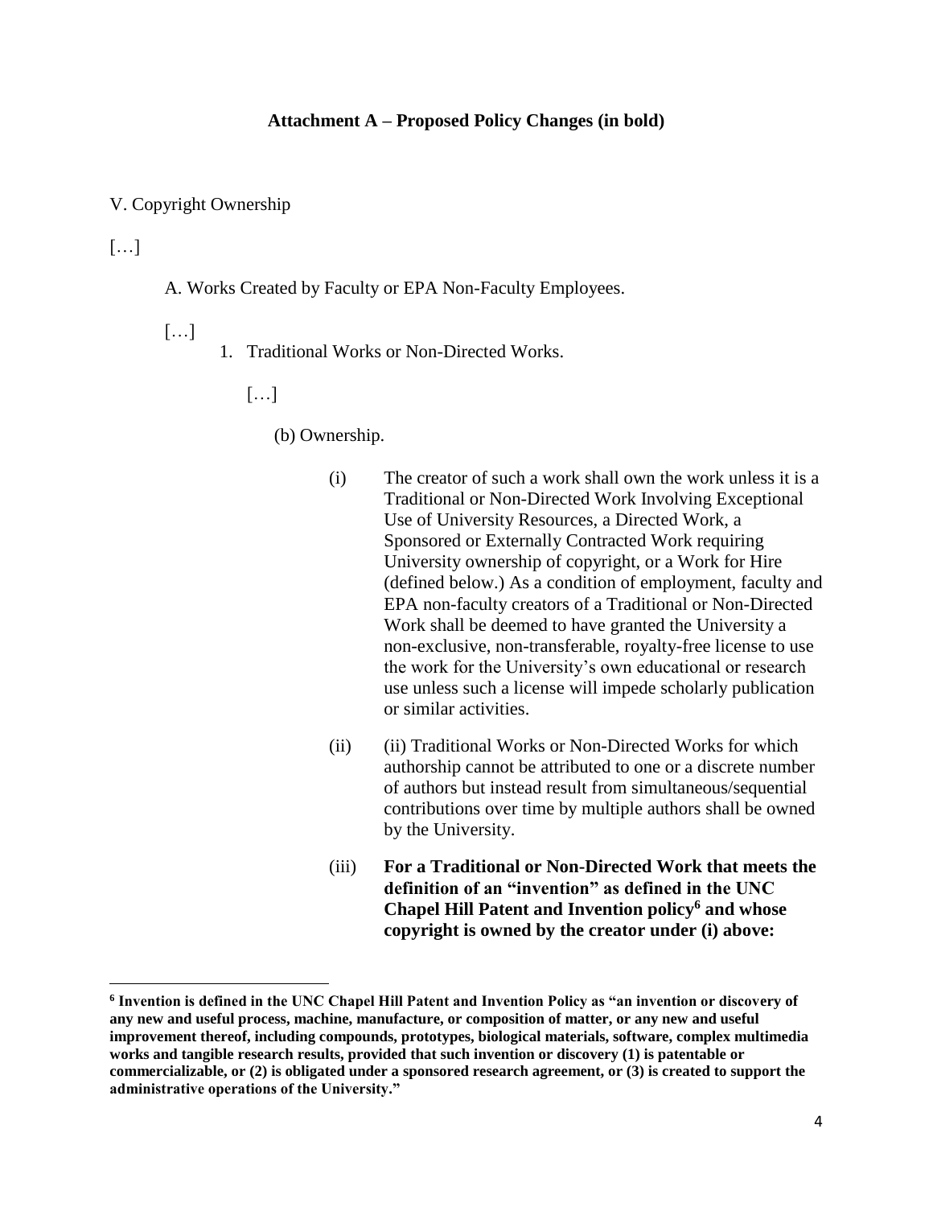**Attachment A – Proposed Policy Changes (in bold)**

V. Copyright Ownership

[…]

A. Works Created by Faculty or EPA Non-Faculty Employees.

[…]

1. Traditional Works or Non-Directed Works.

[…]

(b) Ownership.

(i) The creator of such a work shall own the work unless it is a Traditional or Non-Directed Work Involving Exceptional Use of University Resources, a Directed Work, a Sponsored or Externally Contracted Work requiring University ownership of copyright, or a Work for Hire (defined below.) As a condition of employment, faculty and EPA non-faculty creators of a Traditional or Non-Directed Work shall be deemed to have granted the University a non-exclusive, non-transferable, royalty-free license to use the work for the University's own educational or research use unless such a license will impede scholarly publication or similar activities.

(ii) (ii) Traditional Works or Non-Directed Works for which authorship cannot be attributed to one or a discrete number of authors but instead result from simultaneous/sequential contributions over time by multiple authors shall be owned by the University.

(iii) **For a Traditional or Non-Directed Work that meets the definition of an "invention" as defined in the UNC Chapel Hill Patent and Invention policy[6] and whose copyright is owned by the creator under (i) above:**

---

**[6] Invention is defined in the UNC Chapel Hill Patent and Invention Policy as "an invention or discovery of any new and useful process, machine, manufacture, or composition of matter, or any new and useful improvement thereof, including compounds, prototypes, biological materials, software, complex multimedia works and tangible research results, provided that such invention or discovery (1) is patentable or commercializable, or (2) is obligated under a sponsored research agreement, or (3) is created to support the administrative operations of the University."**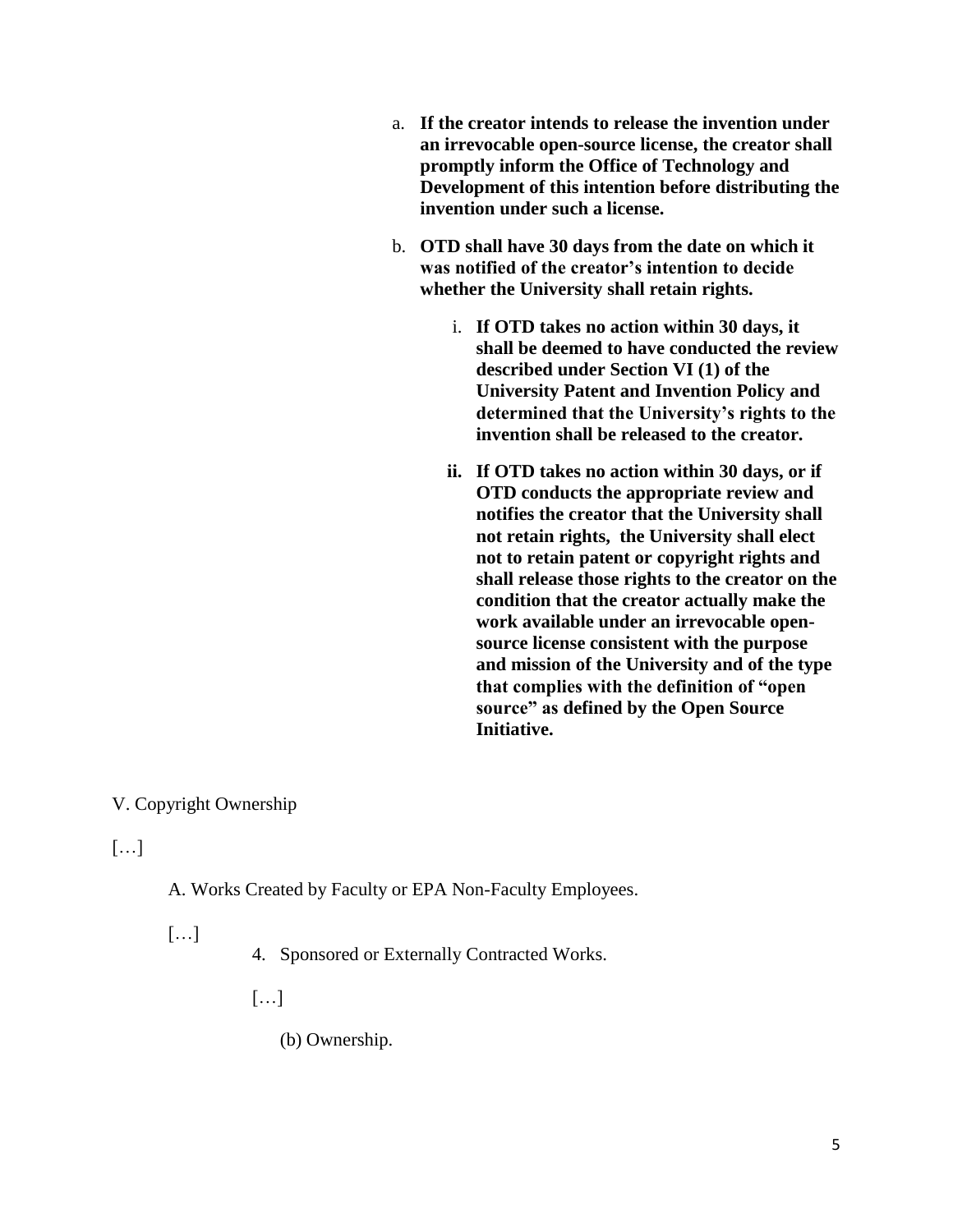a. **If the creator intends to release the invention under an irrevocable open-source license, the creator shall promptly inform the Office of Technology and Development of this intention before distributing the invention under such a license.**

b. **OTD shall have 30 days from the date on which it was notified of the creator's intention to decide whether the University shall retain rights.**

   i. **If OTD takes no action within 30 days, it shall be deemed to have conducted the review described under Section VI (1) of the University Patent and Invention Policy and determined that the University's rights to the invention shall be released to the creator.**

   **ii. If OTD takes no action within 30 days, or if OTD conducts the appropriate review and notifies the creator that the University shall not retain rights, the University shall elect not to retain patent or copyright rights and shall release those rights to the creator on the condition that the creator actually make the work available under an irrevocable open-source license consistent with the purpose and mission of the University and of the type that complies with the definition of "open source" as defined by the Open Source Initiative.**

V. Copyright Ownership

[…]

A. Works Created by Faculty or EPA Non-Faculty Employees.

[…]

4. Sponsored or Externally Contracted Works.

[…]

(b) Ownership.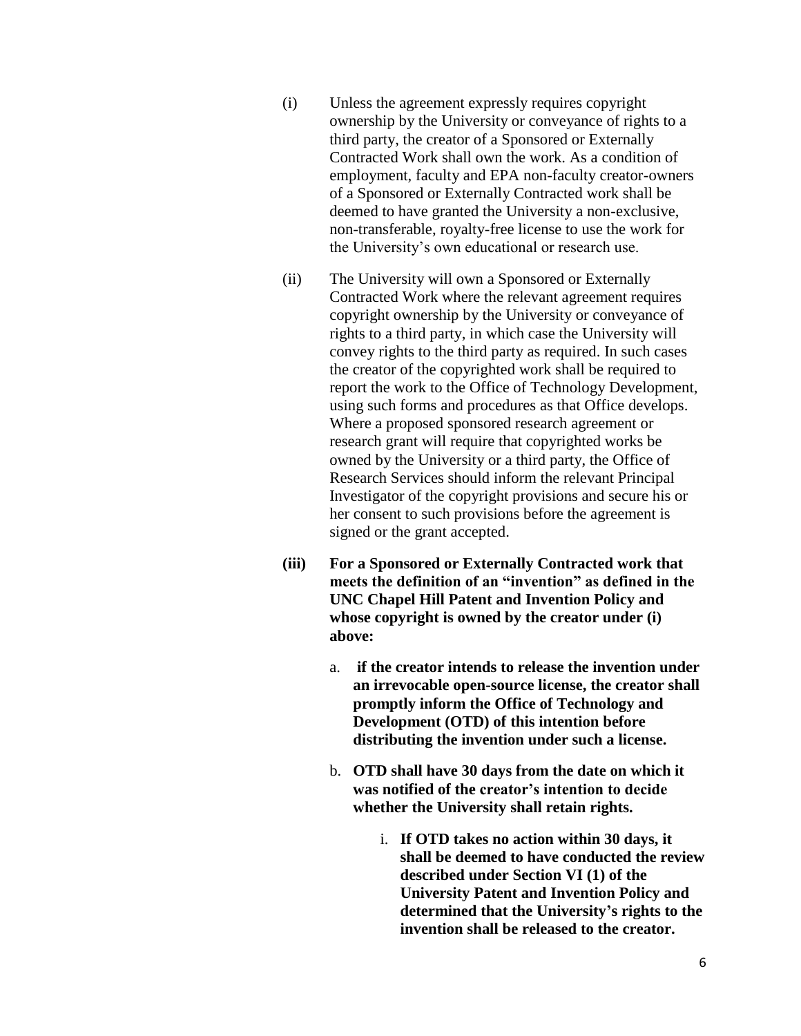(i) Unless the agreement expressly requires copyright ownership by the University or conveyance of rights to a third party, the creator of a Sponsored or Externally Contracted Work shall own the work. As a condition of employment, faculty and EPA non-faculty creator-owners of a Sponsored or Externally Contracted work shall be deemed to have granted the University a non-exclusive, non-transferable, royalty-free license to use the work for the University's own educational or research use.

(ii) The University will own a Sponsored or Externally Contracted Work where the relevant agreement requires copyright ownership by the University or conveyance of rights to a third party, in which case the University will convey rights to the third party as required. In such cases the creator of the copyrighted work shall be required to report the work to the Office of Technology Development, using such forms and procedures as that Office develops. Where a proposed sponsored research agreement or research grant will require that copyrighted works be owned by the University or a third party, the Office of Research Services should inform the relevant Principal Investigator of the copyright provisions and secure his or her consent to such provisions before the agreement is signed or the grant accepted.

**(iii) For a Sponsored or Externally Contracted work that meets the definition of an "invention" as defined in the UNC Chapel Hill Patent and Invention Policy and whose copyright is owned by the creator under (i) above:**

   a. **if the creator intends to release the invention under an irrevocable open-source license, the creator shall promptly inform the Office of Technology and Development (OTD) of this intention before distributing the invention under such a license.**

   b. **OTD shall have 30 days from the date on which it was notified of the creator's intention to decide whether the University shall retain rights.**

      i. **If OTD takes no action within 30 days, it shall be deemed to have conducted the review described under Section VI (1) of the University Patent and Invention Policy and determined that the University's rights to the invention shall be released to the creator.**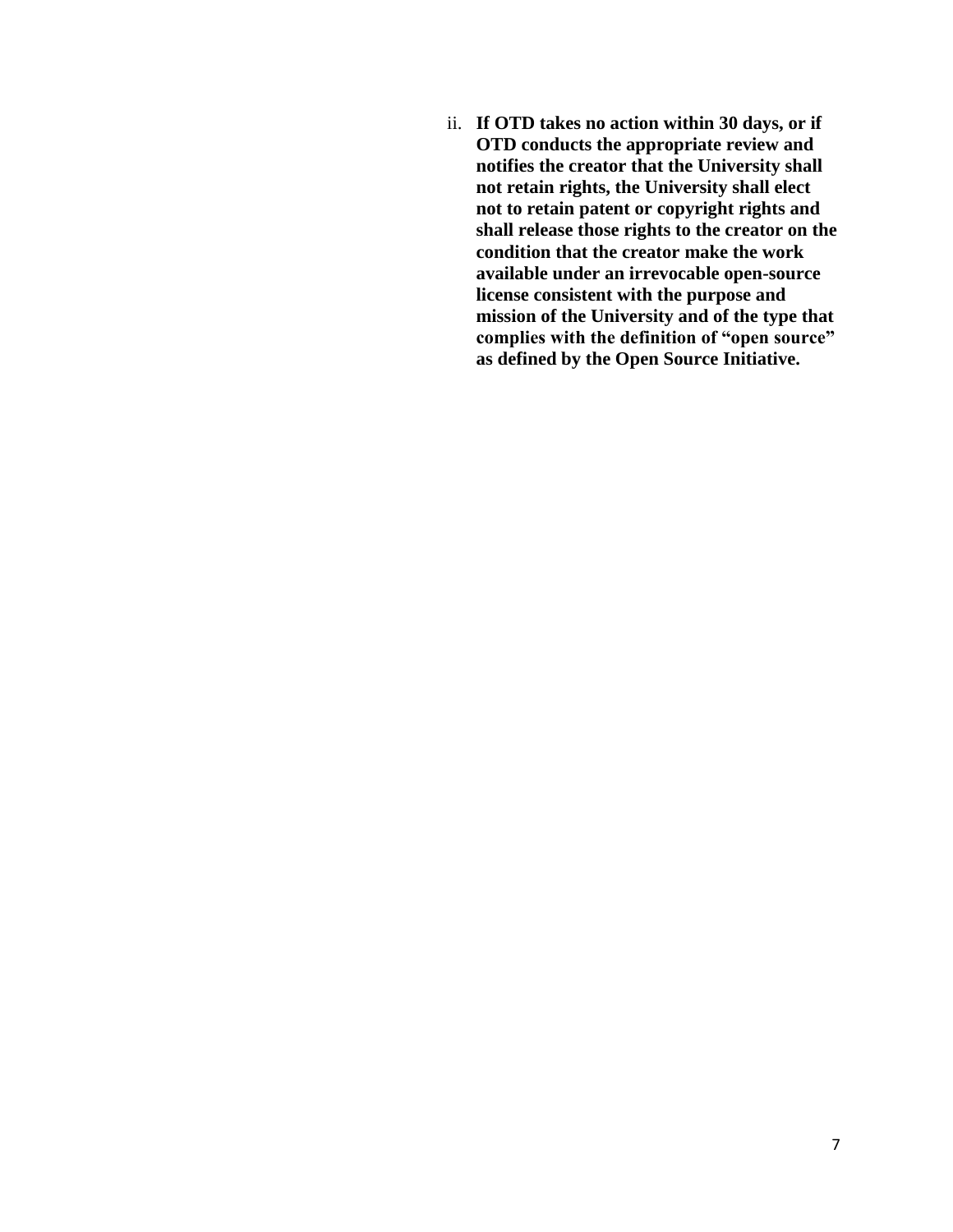ii. **If OTD takes no action within 30 days, or if OTD conducts the appropriate review and notifies the creator that the University shall not retain rights, the University shall elect not to retain patent or copyright rights and shall release those rights to the creator on the condition that the creator make the work available under an irrevocable open-source license consistent with the purpose and mission of the University and of the type that complies with the definition of "open source" as defined by the Open Source Initiative.**